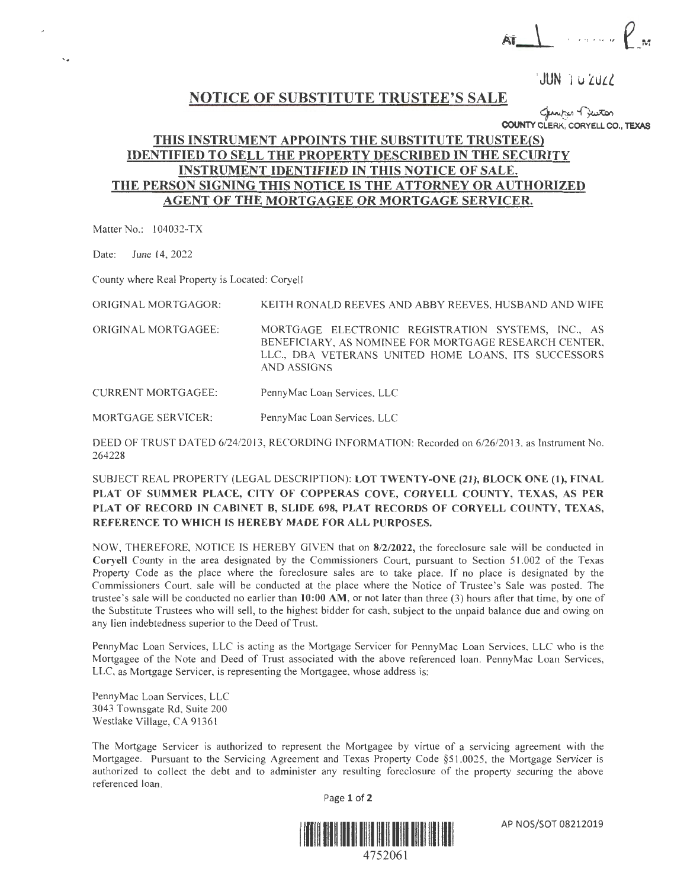AT 1 ______ P M

JUN 10 2022

Jennifer Fuston
COUNTY CLERK, CORYELL CO., TEXAS

# NOTICE OF SUBSTITUTE TRUSTEE'S SALE

## THIS INSTRUMENT APPOINTS THE SUBSTITUTE TRUSTEE(S) IDENTIFIED TO SELL THE PROPERTY DESCRIBED IN THE SECURITY INSTRUMENT IDENTIFIED IN THIS NOTICE OF SALE. THE PERSON SIGNING THIS NOTICE IS THE ATTORNEY OR AUTHORIZED AGENT OF THE MORTGAGEE OR MORTGAGE SERVICER.

Matter No.: 104032-TX

Date: June 14, 2022

County where Real Property is Located: Coryell

ORIGINAL MORTGAGOR: KEITH RONALD REEVES AND ABBY REEVES, HUSBAND AND WIFE

ORIGINAL MORTGAGEE: MORTGAGE ELECTRONIC REGISTRATION SYSTEMS, INC., AS BENEFICIARY, AS NOMINEE FOR MORTGAGE RESEARCH CENTER, LLC., DBA VETERANS UNITED HOME LOANS, ITS SUCCESSORS AND ASSIGNS

CURRENT MORTGAGEE: PennyMac Loan Services, LLC

MORTGAGE SERVICER: PennyMac Loan Services, LLC

DEED OF TRUST DATED 6/24/2013, RECORDING INFORMATION: Recorded on 6/26/2013, as Instrument No. 264228

SUBJECT REAL PROPERTY (LEGAL DESCRIPTION): **LOT TWENTY-ONE (21), BLOCK ONE (1), FINAL PLAT OF SUMMER PLACE, CITY OF COPPERAS COVE, CORYELL COUNTY, TEXAS, AS PER PLAT OF RECORD IN CABINET B, SLIDE 698, PLAT RECORDS OF CORYELL COUNTY, TEXAS, REFERENCE TO WHICH IS HEREBY MADE FOR ALL PURPOSES.**

NOW, THEREFORE, NOTICE IS HEREBY GIVEN that on **8/2/2022,** the foreclosure sale will be conducted in **Coryell** County in the area designated by the Commissioners Court, pursuant to Section 51.002 of the Texas Property Code as the place where the foreclosure sales are to take place. If no place is designated by the Commissioners Court, sale will be conducted at the place where the Notice of Trustee's Sale was posted. The trustee's sale will be conducted no earlier than **10:00 AM**, or not later than three (3) hours after that time, by one of the Substitute Trustees who will sell, to the highest bidder for cash, subject to the unpaid balance due and owing on any lien indebtedness superior to the Deed of Trust.

PennyMac Loan Services, LLC is acting as the Mortgage Servicer for PennyMac Loan Services, LLC who is the Mortgagee of the Note and Deed of Trust associated with the above referenced loan. PennyMac Loan Services, LLC, as Mortgage Servicer, is representing the Mortgagee, whose address is:

PennyMac Loan Services, LLC
3043 Townsgate Rd, Suite 200
Westlake Village, CA 91361

The Mortgage Servicer is authorized to represent the Mortgagee by virtue of a servicing agreement with the Mortgagee. Pursuant to the Servicing Agreement and Texas Property Code §51.0025, the Mortgage Servicer is authorized to collect the debt and to administer any resulting foreclosure of the property securing the above referenced loan.

AP NOS/SOT 08212019

4752061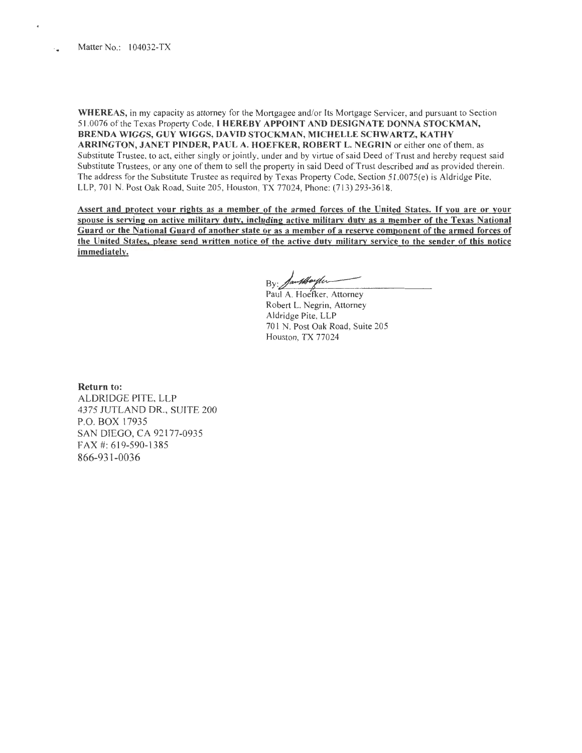Matter No.: 104032-TX

**WHEREAS,** in my capacity as attorney for the Mortgagee and/or Its Mortgage Servicer, and pursuant to Section 51.0076 of the Texas Property Code, **I HEREBY APPOINT AND DESIGNATE DONNA STOCKMAN, BRENDA WIGGS, GUY WIGGS, DAVID STOCKMAN, MICHELLE SCHWARTZ, KATHY ARRINGTON, JANET PINDER, PAUL A. HOEFKER, ROBERT L. NEGRIN** or either one of them, as Substitute Trustee, to act, either singly or jointly, under and by virtue of said Deed of Trust and hereby request said Substitute Trustees, or any one of them to sell the property in said Deed of Trust described and as provided therein. The address for the Substitute Trustee as required by Texas Property Code, Section 51.0075(e) is Aldridge Pite, LLP, 701 N. Post Oak Road, Suite 205, Houston, TX 77024, Phone: (713) 293-3618.

**Assert and protect your rights as a member of the armed forces of the United States. If you are or your spouse is serving on active military duty, including active military duty as a member of the Texas National Guard or the National Guard of another state or as a member of a reserve component of the armed forces of the United States, please send written notice of the active duty military service to the sender of this notice immediately.**

By: ______________________

Paul A. Hoefker, Attorney
Robert L. Negrin, Attorney
Aldridge Pite, LLP
701 N. Post Oak Road, Suite 205
Houston, TX 77024

**Return to:**
ALDRIDGE PITE, LLP
4375 JUTLAND DR., SUITE 200
P.O. BOX 17935
SAN DIEGO, CA 92177-0935
FAX #: 619-590-1385
866-931-0036